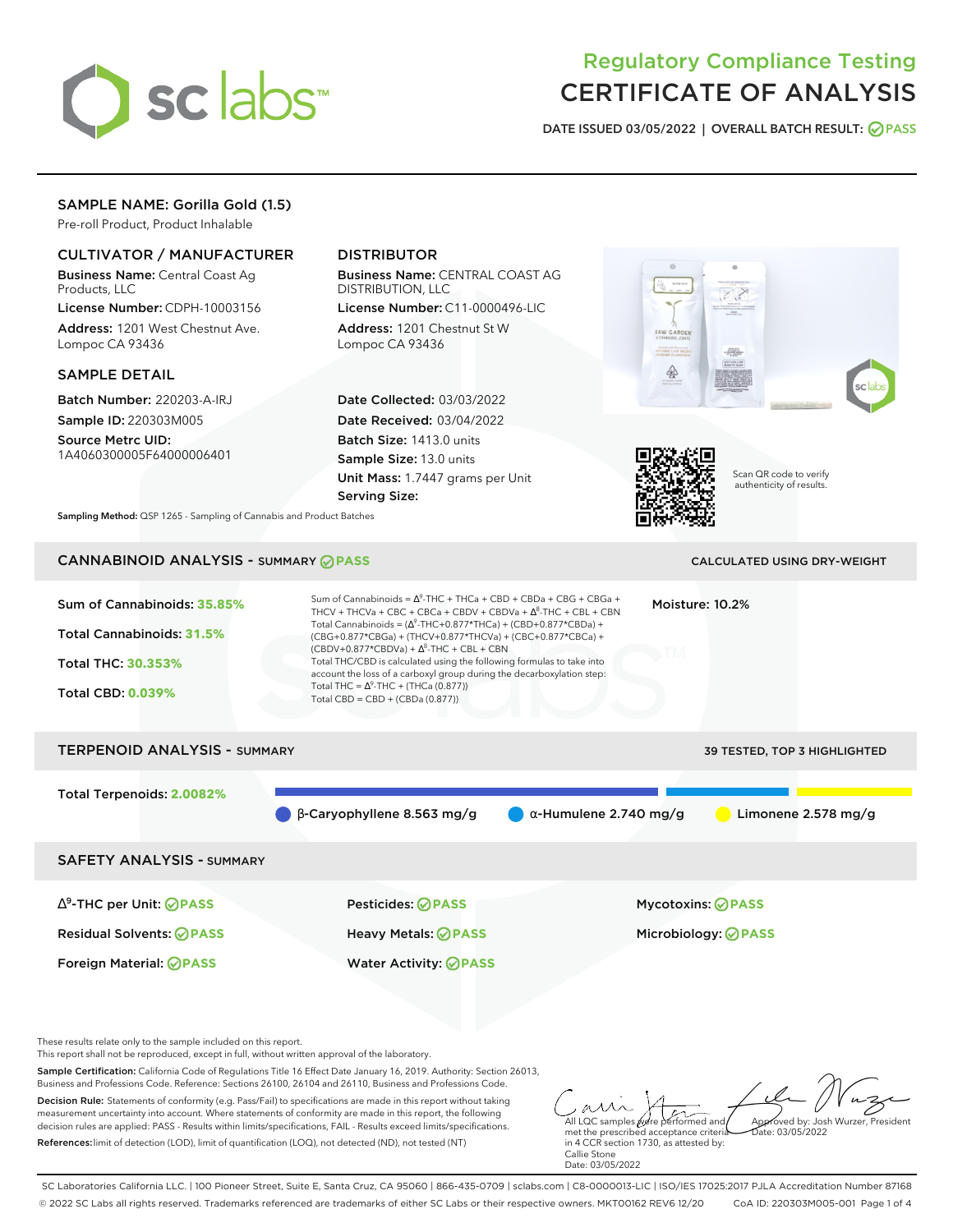# Regulatory Compliance Testing
# CERTIFICATE OF ANALYSIS

**DATE ISSUED 03/05/2022 | OVERALL BATCH RESULT: PASS**

## SAMPLE NAME: Gorilla Gold (1.5)

Pre-roll Product, Product Inhalable

### CULTIVATOR / MANUFACTURER

**Business Name:** Central Coast Ag Products, LLC
**License Number:** CDPH-10003156
**Address:** 1201 West Chestnut Ave. Lompoc CA 93436

### DISTRIBUTOR

**Business Name:** CENTRAL COAST AG DISTRIBUTION, LLC
**License Number:** C11-0000496-LIC
**Address:** 1201 Chestnut St W Lompoc CA 93436

### SAMPLE DETAIL

**Batch Number:** 220203-A-IRJ
**Sample ID:** 220303M005
**Source Metrc UID:** 1A4060300005F64000006401

**Date Collected:** 03/03/2022
**Date Received:** 03/04/2022
**Batch Size:** 1413.0 units
**Sample Size:** 13.0 units
**Unit Mass:** 1.7447 grams per Unit
**Serving Size:**

Scan QR code to verify authenticity of results.

**Sampling Method:** QSP 1265 - Sampling of Cannabis and Product Batches

## CANNABINOID ANALYSIS - SUMMARY PASS

CALCULATED USING DRY-WEIGHT

Sum of Cannabinoids: **35.85%**
Total Cannabinoids: **31.5%**
Total THC: **30.353%**
Total CBD: **0.039%**

Sum of Cannabinoids = $\Delta^9$-THC + THCa + CBD + CBDa + CBG + CBGa + THCV + THCVa + CBC + CBCa + CBDV + CBDVa + $\Delta^8$-THC + CBL + CBN
Total Cannabinoids = ($\Delta^9$-THC+0.877*THCa) + (CBD+0.877*CBDa) + (CBG+0.877*CBGa) + (THCV+0.877*THCVa) + (CBC+0.877*CBCa) + (CBDV+0.877*CBDVa) + $\Delta^8$-THC + CBL + CBN
Total THC/CBD is calculated using the following formulas to take into account the loss of a carboxyl group during the decarboxylation step:
Total THC = $\Delta^9$-THC + (THCa (0.877))
Total CBD = CBD + (CBDa (0.877))

Moisture: 10.2%

## TERPENOID ANALYSIS - SUMMARY

39 TESTED, TOP 3 HIGHLIGHTED

Total Terpenoids: **2.0082%**

β-Caryophyllene 8.563 mg/g | α-Humulene 2.740 mg/g | Limonene 2.578 mg/g

## SAFETY ANALYSIS - SUMMARY

| | | |
|---|---|---|
| $\Delta^9$-THC per Unit: PASS | Pesticides: PASS | Mycotoxins: PASS |
| Residual Solvents: PASS | Heavy Metals: PASS | Microbiology: PASS |
| Foreign Material: PASS | Water Activity: PASS | |

These results relate only to the sample included on this report.
This report shall not be reproduced, except in full, without written approval of the laboratory.

**Sample Certification:** California Code of Regulations Title 16 Effect Date January 16, 2019. Authority: Section 26013, Business and Professions Code. Reference: Sections 26100, 26104 and 26110, Business and Professions Code.

**Decision Rule:** Statements of conformity (e.g. Pass/Fail) to specifications are made in this report without taking measurement uncertainty into account. Where statements of conformity are made in this report, the following decision rules are applied: PASS - Results within limits/specifications, FAIL - Results exceed limits/specifications.

**References:** limit of detection (LOD), limit of quantification (LOQ), not detected (ND), not tested (NT)

All LQC samples were performed and met the prescribed acceptance criteria in 4 CCR section 1730, as attested by: Callie Stone
Date: 03/05/2022

Approved by: Josh Wurzer, President
Date: 03/05/2022

SC Laboratories California LLC. | 100 Pioneer Street, Suite E, Santa Cruz, CA 95060 | 866-435-0709 | sclabs.com | C8-0000013-LIC | ISO/IES 17025:2017 PJLA Accreditation Number 87168
© 2022 SC Labs all rights reserved. Trademarks referenced are trademarks of either SC Labs or their respective owners. MKT00162 REV6 12/20 CoA ID: 220303M005-001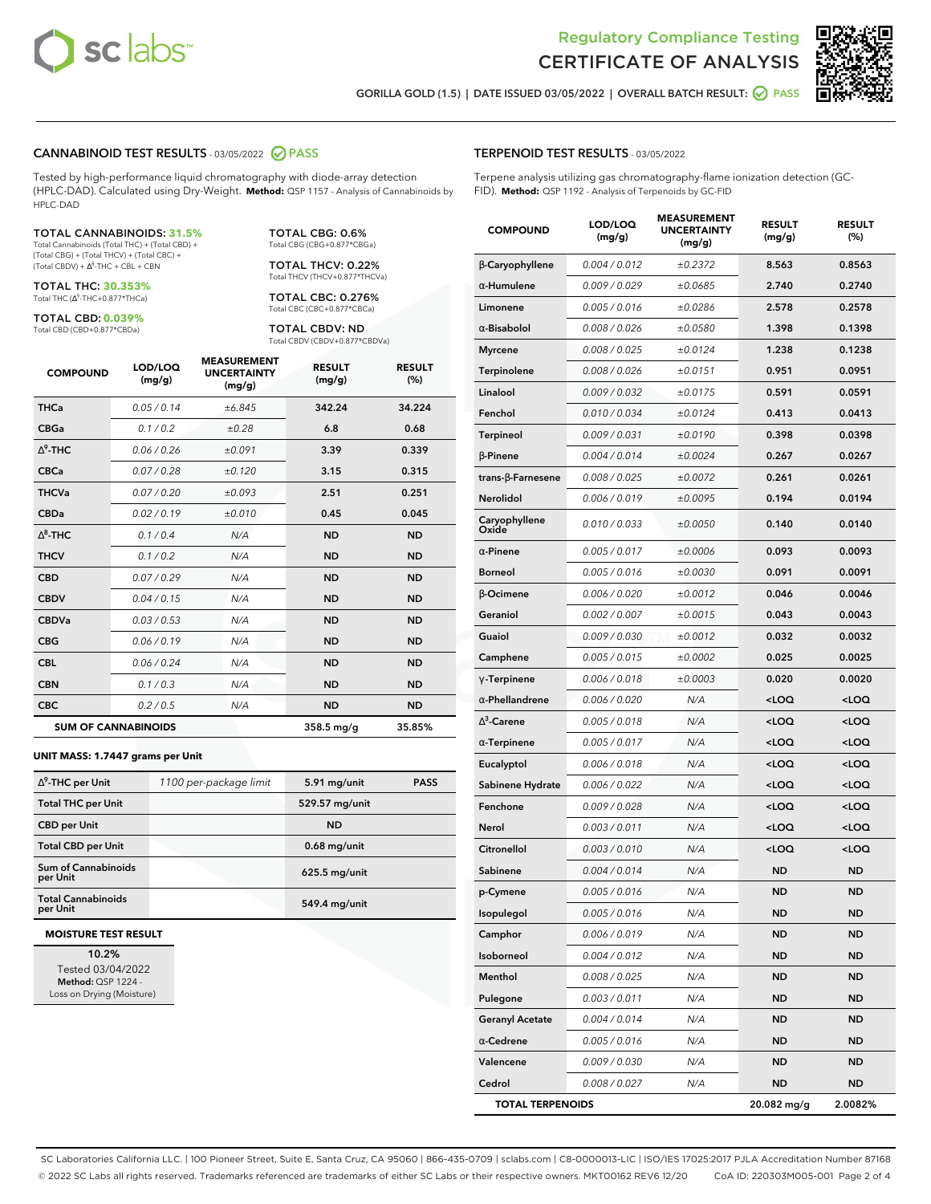Regulatory Compliance Testing
# CERTIFICATE OF ANALYSIS

GORILLA GOLD (1.5) | DATE ISSUED 03/05/2022 | OVERALL BATCH RESULT: PASS

## CANNABINOID TEST RESULTS - 03/05/2022 PASS

Tested by high-performance liquid chromatography with diode-array detection (HPLC-DAD). Calculated using Dry-Weight. **Method:** QSP 1157 - Analysis of Cannabinoids by HPLC-DAD

**TOTAL CANNABINOIDS: 31.5%**
Total Cannabinoids (Total THC) + (Total CBD) + (Total CBG) + (Total THCV) + (Total CBC) + (Total CBDV) + $\Delta^8$-THC + CBL + CBN

**TOTAL THC: 30.353%**
Total THC ($\Delta^9$-THC+0.877*THCa)

**TOTAL CBD: 0.039%**
Total CBD (CBD+0.877*CBDa)

**TOTAL CBG: 0.6%**
Total CBG (CBG+0.877*CBGa)

**TOTAL THCV: 0.22%**
Total THCV (THCV+0.877*THCVa)

**TOTAL CBC: 0.276%**
Total CBC (CBC+0.877*CBCa)

**TOTAL CBDV: ND**
Total CBDV (CBDV+0.877*CBDVa)

| COMPOUND | LOD/LOQ (mg/g) | MEASUREMENT UNCERTAINTY (mg/g) | RESULT (mg/g) | RESULT (%) |
|---|---|---|---|---|
| THCa | 0.05 / 0.14 | ±6.845 | 342.24 | 34.224 |
| CBGa | 0.1 / 0.2 | ±0.28 | 6.8 | 0.68 |
| $\Delta^9$-THC | 0.06 / 0.26 | ±0.091 | 3.39 | 0.339 |
| CBCa | 0.07 / 0.28 | ±0.120 | 3.15 | 0.315 |
| THCVa | 0.07 / 0.20 | ±0.093 | 2.51 | 0.251 |
| CBDa | 0.02 / 0.19 | ±0.010 | 0.45 | 0.045 |
| $\Delta^8$-THC | 0.1 / 0.4 | N/A | ND | ND |
| THCV | 0.1 / 0.2 | N/A | ND | ND |
| CBD | 0.07 / 0.29 | N/A | ND | ND |
| CBDV | 0.04 / 0.15 | N/A | ND | ND |
| CBDVa | 0.03 / 0.53 | N/A | ND | ND |
| CBG | 0.06 / 0.19 | N/A | ND | ND |
| CBL | 0.06 / 0.24 | N/A | ND | ND |
| CBN | 0.1 / 0.3 | N/A | ND | ND |
| CBC | 0.2 / 0.5 | N/A | ND | ND |
| **SUM OF CANNABINOIDS** | | | **358.5 mg/g** | **35.85%** |

### UNIT MASS: 1.7447 grams per Unit

| | | | |
|---|---|---|---|
| $\Delta^9$-THC per Unit | 1100 per-package limit | 5.91 mg/unit | PASS |
| Total THC per Unit | | 529.57 mg/unit | |
| CBD per Unit | | ND | |
| Total CBD per Unit | | 0.68 mg/unit | |
| Sum of Cannabinoids per Unit | | 625.5 mg/unit | |
| Total Cannabinoids per Unit | | 549.4 mg/unit | |

### MOISTURE TEST RESULT

**10.2%**
Tested 03/04/2022
**Method:** QSP 1224 - Loss on Drying (Moisture)

## TERPENOID TEST RESULTS - 03/05/2022

Terpene analysis utilizing gas chromatography-flame ionization detection (GC-FID). **Method:** QSP 1192 - Analysis of Terpenoids by GC-FID

| COMPOUND | LOD/LOQ (mg/g) | MEASUREMENT UNCERTAINTY (mg/g) | RESULT (mg/g) | RESULT (%) |
|---|---|---|---|---|
| β-Caryophyllene | 0.004 / 0.012 | ±0.2372 | 8.563 | 0.8563 |
| α-Humulene | 0.009 / 0.029 | ±0.0685 | 2.740 | 0.2740 |
| Limonene | 0.005 / 0.016 | ±0.0286 | 2.578 | 0.2578 |
| α-Bisabolol | 0.008 / 0.026 | ±0.0580 | 1.398 | 0.1398 |
| Myrcene | 0.008 / 0.025 | ±0.0124 | 1.238 | 0.1238 |
| Terpinolene | 0.008 / 0.026 | ±0.0151 | 0.951 | 0.0951 |
| Linalool | 0.009 / 0.032 | ±0.0175 | 0.591 | 0.0591 |
| Fenchol | 0.010 / 0.034 | ±0.0124 | 0.413 | 0.0413 |
| Terpineol | 0.009 / 0.031 | ±0.0190 | 0.398 | 0.0398 |
| β-Pinene | 0.004 / 0.014 | ±0.0024 | 0.267 | 0.0267 |
| trans-β-Farnesene | 0.008 / 0.025 | ±0.0072 | 0.261 | 0.0261 |
| Nerolidol | 0.006 / 0.019 | ±0.0095 | 0.194 | 0.0194 |
| Caryophyllene Oxide | 0.010 / 0.033 | ±0.0050 | 0.140 | 0.0140 |
| α-Pinene | 0.005 / 0.017 | ±0.0006 | 0.093 | 0.0093 |
| Borneol | 0.005 / 0.016 | ±0.0030 | 0.091 | 0.0091 |
| β-Ocimene | 0.006 / 0.020 | ±0.0012 | 0.046 | 0.0046 |
| Geraniol | 0.002 / 0.007 | ±0.0015 | 0.043 | 0.0043 |
| Guaiol | 0.009 / 0.030 | ±0.0012 | 0.032 | 0.0032 |
| Camphene | 0.005 / 0.015 | ±0.0002 | 0.025 | 0.0025 |
| γ-Terpinene | 0.006 / 0.018 | ±0.0003 | 0.020 | 0.0020 |
| α-Phellandrene | 0.006 / 0.020 | N/A | <LOQ | <LOQ |
| $\Delta^3$-Carene | 0.005 / 0.018 | N/A | <LOQ | <LOQ |
| α-Terpinene | 0.005 / 0.017 | N/A | <LOQ | <LOQ |
| Eucalyptol | 0.006 / 0.018 | N/A | <LOQ | <LOQ |
| Sabinene Hydrate | 0.006 / 0.022 | N/A | <LOQ | <LOQ |
| Fenchone | 0.009 / 0.028 | N/A | <LOQ | <LOQ |
| Nerol | 0.003 / 0.011 | N/A | <LOQ | <LOQ |
| Citronellol | 0.003 / 0.010 | N/A | <LOQ | <LOQ |
| Sabinene | 0.004 / 0.014 | N/A | ND | ND |
| p-Cymene | 0.005 / 0.016 | N/A | ND | ND |
| Isopulegol | 0.005 / 0.016 | N/A | ND | ND |
| Camphor | 0.006 / 0.019 | N/A | ND | ND |
| Isoborneol | 0.004 / 0.012 | N/A | ND | ND |
| Menthol | 0.008 / 0.025 | N/A | ND | ND |
| Pulegone | 0.003 / 0.011 | N/A | ND | ND |
| Geranyl Acetate | 0.004 / 0.014 | N/A | ND | ND |
| α-Cedrene | 0.005 / 0.016 | N/A | ND | ND |
| Valencene | 0.009 / 0.030 | N/A | ND | ND |
| Cedrol | 0.008 / 0.027 | N/A | ND | ND |
| **TOTAL TERPENOIDS** | | | **20.082 mg/g** | **2.0082%** |

SC Laboratories California LLC. | 100 Pioneer Street, Suite E, Santa Cruz, CA 95060 | 866-435-0709 | sclabs.com | C8-0000013-LIC | ISO/IES 17025:2017 PJLA Accreditation Number 87168
© 2022 SC Labs all rights reserved. Trademarks referenced are trademarks of either SC Labs or their respective owners. MKT00162 REV6 12/20 CoA ID: 220303M005-001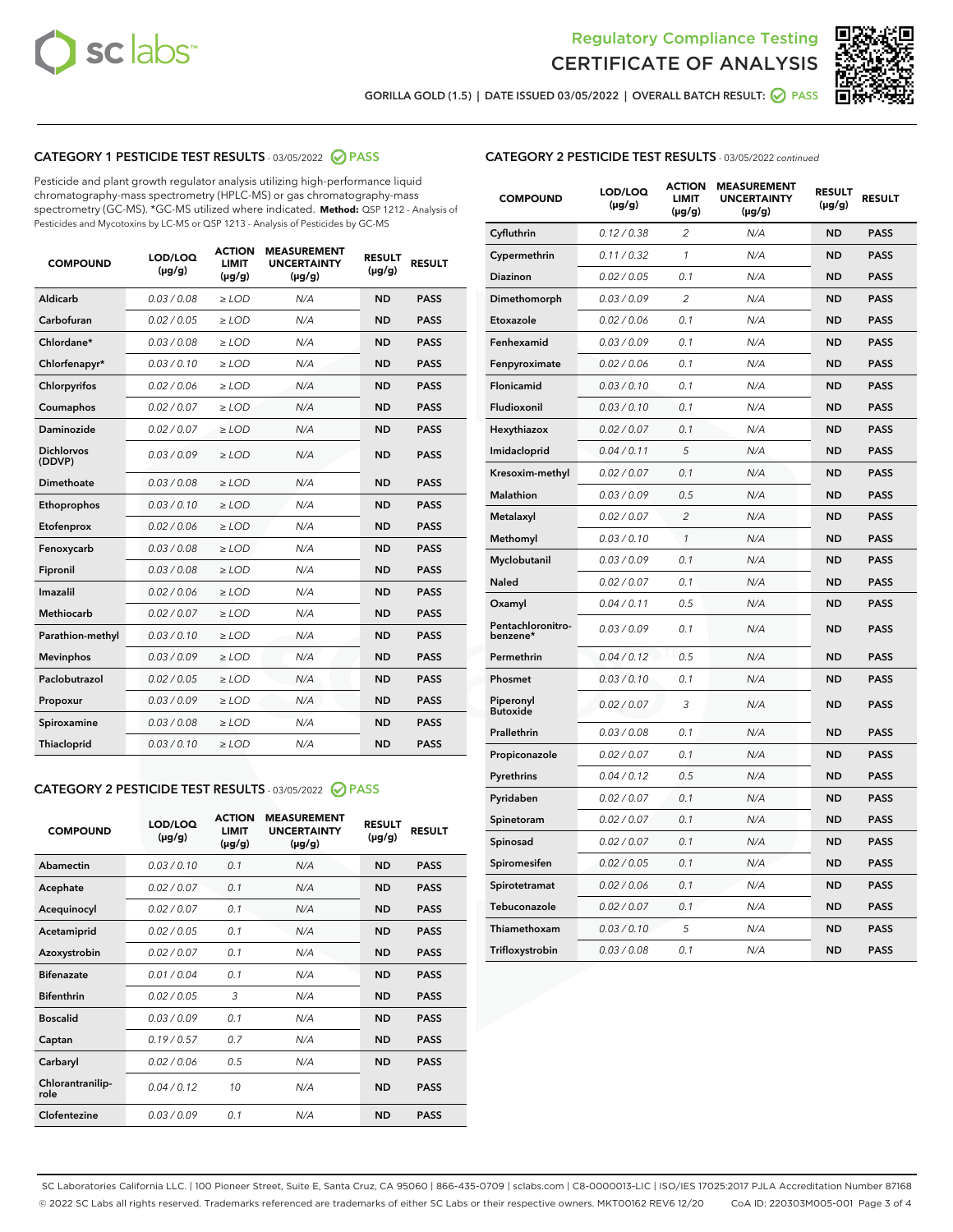GORILLA GOLD (1.5) | DATE ISSUED 03/05/2022 | OVERALL BATCH RESULT: PASS

## CATEGORY 1 PESTICIDE TEST RESULTS - 03/05/2022 PASS

Pesticide and plant growth regulator analysis utilizing high-performance liquid chromatography-mass spectrometry (HPLC-MS) or gas chromatography-mass spectrometry (GC-MS). *GC-MS utilized where indicated. **Method:** QSP 1212 - Analysis of Pesticides and Mycotoxins by LC-MS or QSP 1213 - Analysis of Pesticides by GC-MS

| COMPOUND | LOD/LOQ (µg/g) | ACTION LIMIT (µg/g) | MEASUREMENT UNCERTAINTY (µg/g) | RESULT (µg/g) | RESULT |
|---|---|---|---|---|---|
| Aldicarb | 0.03 / 0.08 | ≥ LOD | N/A | ND | PASS |
| Carbofuran | 0.02 / 0.05 | ≥ LOD | N/A | ND | PASS |
| Chlordane* | 0.03 / 0.08 | ≥ LOD | N/A | ND | PASS |
| Chlorfenapyr* | 0.03 / 0.10 | ≥ LOD | N/A | ND | PASS |
| Chlorpyrifos | 0.02 / 0.06 | ≥ LOD | N/A | ND | PASS |
| Coumaphos | 0.02 / 0.07 | ≥ LOD | N/A | ND | PASS |
| Daminozide | 0.02 / 0.07 | ≥ LOD | N/A | ND | PASS |
| Dichlorvos (DDVP) | 0.03 / 0.09 | ≥ LOD | N/A | ND | PASS |
| Dimethoate | 0.03 / 0.08 | ≥ LOD | N/A | ND | PASS |
| Ethoprophos | 0.03 / 0.10 | ≥ LOD | N/A | ND | PASS |
| Etofenprox | 0.02 / 0.06 | ≥ LOD | N/A | ND | PASS |
| Fenoxycarb | 0.03 / 0.08 | ≥ LOD | N/A | ND | PASS |
| Fipronil | 0.03 / 0.08 | ≥ LOD | N/A | ND | PASS |
| Imazalil | 0.02 / 0.06 | ≥ LOD | N/A | ND | PASS |
| Methiocarb | 0.02 / 0.07 | ≥ LOD | N/A | ND | PASS |
| Parathion-methyl | 0.03 / 0.10 | ≥ LOD | N/A | ND | PASS |
| Mevinphos | 0.03 / 0.09 | ≥ LOD | N/A | ND | PASS |
| Paclobutrazol | 0.02 / 0.05 | ≥ LOD | N/A | ND | PASS |
| Propoxur | 0.03 / 0.09 | ≥ LOD | N/A | ND | PASS |
| Spiroxamine | 0.03 / 0.08 | ≥ LOD | N/A | ND | PASS |
| Thiacloprid | 0.03 / 0.10 | ≥ LOD | N/A | ND | PASS |

## CATEGORY 2 PESTICIDE TEST RESULTS - 03/05/2022 PASS

| COMPOUND | LOD/LOQ (µg/g) | ACTION LIMIT (µg/g) | MEASUREMENT UNCERTAINTY (µg/g) | RESULT (µg/g) | RESULT |
|---|---|---|---|---|---|
| Abamectin | 0.03 / 0.10 | 0.1 | N/A | ND | PASS |
| Acephate | 0.02 / 0.07 | 0.1 | N/A | ND | PASS |
| Acequinocyl | 0.02 / 0.07 | 0.1 | N/A | ND | PASS |
| Acetamiprid | 0.02 / 0.05 | 0.1 | N/A | ND | PASS |
| Azoxystrobin | 0.02 / 0.07 | 0.1 | N/A | ND | PASS |
| Bifenazate | 0.01 / 0.04 | 0.1 | N/A | ND | PASS |
| Bifenthrin | 0.02 / 0.05 | 3 | N/A | ND | PASS |
| Boscalid | 0.03 / 0.09 | 0.1 | N/A | ND | PASS |
| Captan | 0.19 / 0.57 | 0.7 | N/A | ND | PASS |
| Carbaryl | 0.02 / 0.06 | 0.5 | N/A | ND | PASS |
| Chlorantraniliprole | 0.04 / 0.12 | 10 | N/A | ND | PASS |
| Clofentezine | 0.03 / 0.09 | 0.1 | N/A | ND | PASS |
| Cyfluthrin | 0.12 / 0.38 | 2 | N/A | ND | PASS |
| Cypermethrin | 0.11 / 0.32 | 1 | N/A | ND | PASS |
| Diazinon | 0.02 / 0.05 | 0.1 | N/A | ND | PASS |
| Dimethomorph | 0.03 / 0.09 | 2 | N/A | ND | PASS |
| Etoxazole | 0.02 / 0.06 | 0.1 | N/A | ND | PASS |
| Fenhexamid | 0.03 / 0.09 | 0.1 | N/A | ND | PASS |
| Fenpyroximate | 0.02 / 0.06 | 0.1 | N/A | ND | PASS |
| Flonicamid | 0.03 / 0.10 | 0.1 | N/A | ND | PASS |
| Fludioxonil | 0.03 / 0.10 | 0.1 | N/A | ND | PASS |
| Hexythiazox | 0.02 / 0.07 | 0.1 | N/A | ND | PASS |
| Imidacloprid | 0.04 / 0.11 | 5 | N/A | ND | PASS |
| Kresoxim-methyl | 0.02 / 0.07 | 0.1 | N/A | ND | PASS |
| Malathion | 0.03 / 0.09 | 0.5 | N/A | ND | PASS |
| Metalaxyl | 0.02 / 0.07 | 2 | N/A | ND | PASS |
| Methomyl | 0.03 / 0.10 | 1 | N/A | ND | PASS |
| Myclobutanil | 0.03 / 0.09 | 0.1 | N/A | ND | PASS |
| Naled | 0.02 / 0.07 | 0.1 | N/A | ND | PASS |
| Oxamyl | 0.04 / 0.11 | 0.5 | N/A | ND | PASS |
| Pentachloronitrobenzene* | 0.03 / 0.09 | 0.1 | N/A | ND | PASS |
| Permethrin | 0.04 / 0.12 | 0.5 | N/A | ND | PASS |
| Phosmet | 0.03 / 0.10 | 0.1 | N/A | ND | PASS |
| Piperonyl Butoxide | 0.02 / 0.07 | 3 | N/A | ND | PASS |
| Prallethrin | 0.03 / 0.08 | 0.1 | N/A | ND | PASS |
| Propiconazole | 0.02 / 0.07 | 0.1 | N/A | ND | PASS |
| Pyrethrins | 0.04 / 0.12 | 0.5 | N/A | ND | PASS |
| Pyridaben | 0.02 / 0.07 | 0.1 | N/A | ND | PASS |
| Spinetoram | 0.02 / 0.07 | 0.1 | N/A | ND | PASS |
| Spinosad | 0.02 / 0.07 | 0.1 | N/A | ND | PASS |
| Spiromesifen | 0.02 / 0.05 | 0.1 | N/A | ND | PASS |
| Spirotetramat | 0.02 / 0.06 | 0.1 | N/A | ND | PASS |
| Tebuconazole | 0.02 / 0.07 | 0.1 | N/A | ND | PASS |
| Thiamethoxam | 0.03 / 0.10 | 5 | N/A | ND | PASS |
| Trifloxystrobin | 0.03 / 0.08 | 0.1 | N/A | ND | PASS |

SC Laboratories California LLC. | 100 Pioneer Street, Suite E, Santa Cruz, CA 95060 | 866-435-0709 | sclabs.com | C8-0000013-LIC | ISO/IES 17025:2017 PJLA Accreditation Number 87168
© 2022 SC Labs all rights reserved. Trademarks referenced are trademarks of either SC Labs or their respective owners. MKT00162 REV6 12/20 CoA ID: 220303M005-001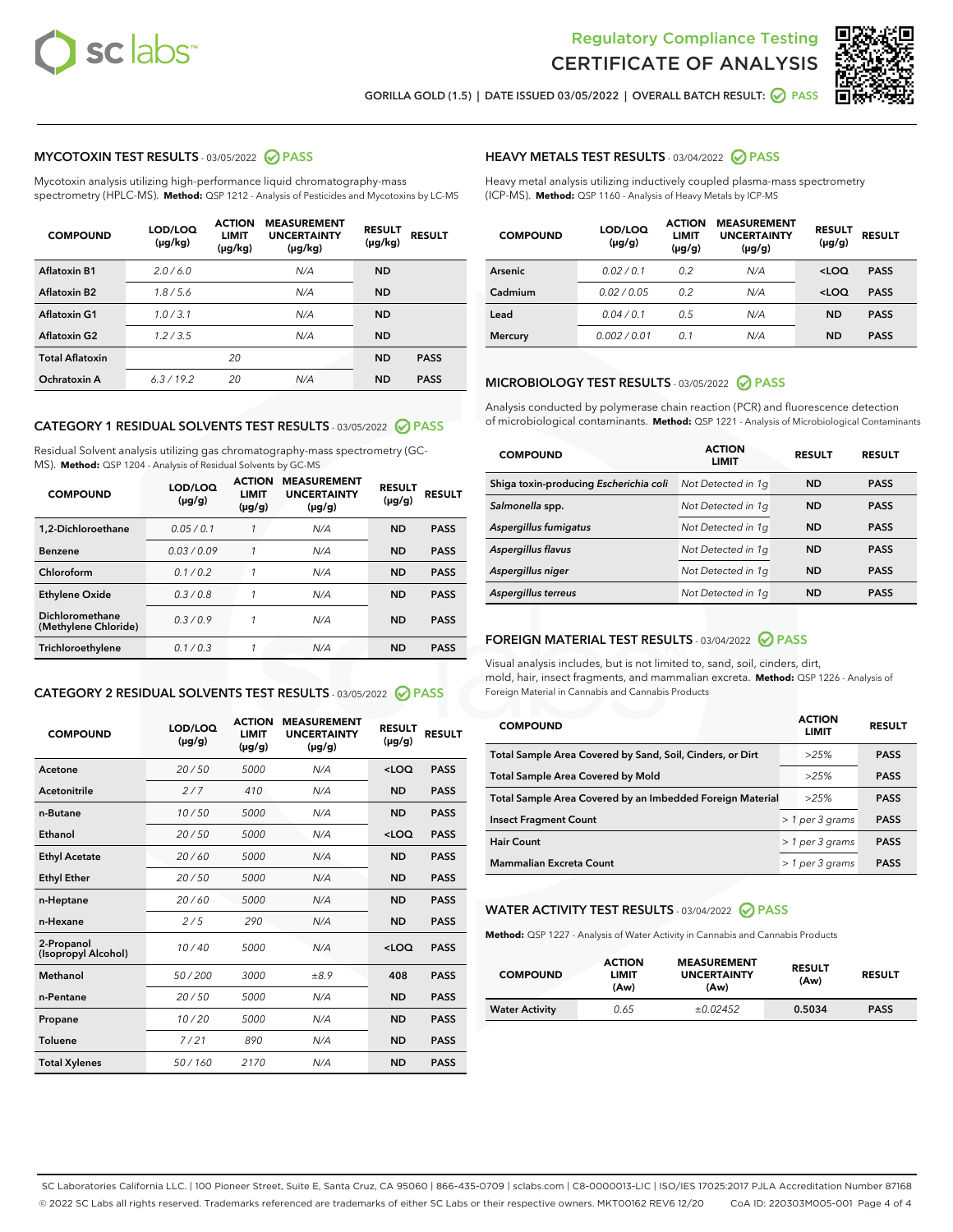Regulatory Compliance Testing
# CERTIFICATE OF ANALYSIS

GORILLA GOLD (1.5) | DATE ISSUED 03/05/2022 | OVERALL BATCH RESULT: PASS

## MYCOTOXIN TEST RESULTS - 03/05/2022 PASS

Mycotoxin analysis utilizing high-performance liquid chromatography-mass spectrometry (HPLC-MS). **Method:** QSP 1212 - Analysis of Pesticides and Mycotoxins by LC-MS

| COMPOUND | LOD/LOQ (µg/kg) | ACTION LIMIT (µg/kg) | MEASUREMENT UNCERTAINTY (µg/kg) | RESULT (µg/kg) | RESULT |
|---|---|---|---|---|---|
| Aflatoxin B1 | 2.0 / 6.0 | | N/A | ND | |
| Aflatoxin B2 | 1.8 / 5.6 | | N/A | ND | |
| Aflatoxin G1 | 1.0 / 3.1 | | N/A | ND | |
| Aflatoxin G2 | 1.2 / 3.5 | | N/A | ND | |
| Total Aflatoxin | | 20 | | ND | PASS |
| Ochratoxin A | 6.3 / 19.2 | 20 | N/A | ND | PASS |

## CATEGORY 1 RESIDUAL SOLVENTS TEST RESULTS - 03/05/2022 PASS

Residual Solvent analysis utilizing gas chromatography-mass spectrometry (GC-MS). **Method:** QSP 1204 - Analysis of Residual Solvents by GC-MS

| COMPOUND | LOD/LOQ (µg/g) | ACTION LIMIT (µg/g) | MEASUREMENT UNCERTAINTY (µg/g) | RESULT (µg/g) | RESULT |
|---|---|---|---|---|---|
| 1,2-Dichloroethane | 0.05 / 0.1 | 1 | N/A | ND | PASS |
| Benzene | 0.03 / 0.09 | 1 | N/A | ND | PASS |
| Chloroform | 0.1 / 0.2 | 1 | N/A | ND | PASS |
| Ethylene Oxide | 0.3 / 0.8 | 1 | N/A | ND | PASS |
| Dichloromethane (Methylene Chloride) | 0.3 / 0.9 | 1 | N/A | ND | PASS |
| Trichloroethylene | 0.1 / 0.3 | 1 | N/A | ND | PASS |

## CATEGORY 2 RESIDUAL SOLVENTS TEST RESULTS - 03/05/2022 PASS

| COMPOUND | LOD/LOQ (µg/g) | ACTION LIMIT (µg/g) | MEASUREMENT UNCERTAINTY (µg/g) | RESULT (µg/g) | RESULT |
|---|---|---|---|---|---|
| Acetone | 20 / 50 | 5000 | N/A | <LOQ | PASS |
| Acetonitrile | 2 / 7 | 410 | N/A | ND | PASS |
| n-Butane | 10 / 50 | 5000 | N/A | ND | PASS |
| Ethanol | 20 / 50 | 5000 | N/A | <LOQ | PASS |
| Ethyl Acetate | 20 / 60 | 5000 | N/A | ND | PASS |
| Ethyl Ether | 20 / 50 | 5000 | N/A | ND | PASS |
| n-Heptane | 20 / 60 | 5000 | N/A | ND | PASS |
| n-Hexane | 2 / 5 | 290 | N/A | ND | PASS |
| 2-Propanol (Isopropyl Alcohol) | 10 / 40 | 5000 | N/A | <LOQ | PASS |
| Methanol | 50 / 200 | 3000 | ±8.9 | 408 | PASS |
| n-Pentane | 20 / 50 | 5000 | N/A | ND | PASS |
| Propane | 10 / 20 | 5000 | N/A | ND | PASS |
| Toluene | 7 / 21 | 890 | N/A | ND | PASS |
| Total Xylenes | 50 / 160 | 2170 | N/A | ND | PASS |

## HEAVY METALS TEST RESULTS - 03/04/2022 PASS

Heavy metal analysis utilizing inductively coupled plasma-mass spectrometry (ICP-MS). **Method:** QSP 1160 - Analysis of Heavy Metals by ICP-MS

| COMPOUND | LOD/LOQ (µg/g) | ACTION LIMIT (µg/g) | MEASUREMENT UNCERTAINTY (µg/g) | RESULT (µg/g) | RESULT |
|---|---|---|---|---|---|
| Arsenic | 0.02 / 0.1 | 0.2 | N/A | <LOQ | PASS |
| Cadmium | 0.02 / 0.05 | 0.2 | N/A | <LOQ | PASS |
| Lead | 0.04 / 0.1 | 0.5 | N/A | ND | PASS |
| Mercury | 0.002 / 0.01 | 0.1 | N/A | ND | PASS |

## MICROBIOLOGY TEST RESULTS - 03/05/2022 PASS

Analysis conducted by polymerase chain reaction (PCR) and fluorescence detection of microbiological contaminants. **Method:** QSP 1221 - Analysis of Microbiological Contaminants

| COMPOUND | ACTION LIMIT | RESULT | RESULT |
|---|---|---|---|
| Shiga toxin-producing *Escherichia coli* | Not Detected in 1g | ND | PASS |
| *Salmonella* spp. | Not Detected in 1g | ND | PASS |
| *Aspergillus fumigatus* | Not Detected in 1g | ND | PASS |
| *Aspergillus flavus* | Not Detected in 1g | ND | PASS |
| *Aspergillus niger* | Not Detected in 1g | ND | PASS |
| *Aspergillus terreus* | Not Detected in 1g | ND | PASS |

## FOREIGN MATERIAL TEST RESULTS - 03/04/2022 PASS

Visual analysis includes, but is not limited to, sand, soil, cinders, dirt, mold, hair, insect fragments, and mammalian excreta. **Method:** QSP 1226 - Analysis of Foreign Material in Cannabis and Cannabis Products

| COMPOUND | ACTION LIMIT | RESULT |
|---|---|---|
| Total Sample Area Covered by Sand, Soil, Cinders, or Dirt | >25% | PASS |
| Total Sample Area Covered by Mold | >25% | PASS |
| Total Sample Area Covered by an Imbedded Foreign Material | >25% | PASS |
| Insect Fragment Count | > 1 per 3 grams | PASS |
| Hair Count | > 1 per 3 grams | PASS |
| Mammalian Excreta Count | > 1 per 3 grams | PASS |

## WATER ACTIVITY TEST RESULTS - 03/04/2022 PASS

**Method:** QSP 1227 - Analysis of Water Activity in Cannabis and Cannabis Products

| COMPOUND | ACTION LIMIT (Aw) | MEASUREMENT UNCERTAINTY (Aw) | RESULT (Aw) | RESULT |
|---|---|---|---|---|
| Water Activity | 0.65 | ±0.02452 | 0.5034 | PASS |

SC Laboratories California LLC. | 100 Pioneer Street, Suite E, Santa Cruz, CA 95060 | 866-435-0709 | sclabs.com | C8-0000013-LIC | ISO/IES 17025:2017 PJLA Accreditation Number 87168
© 2022 SC Labs all rights reserved. Trademarks referenced are trademarks of either SC Labs or their respective owners. MKT00162 REV6 12/20 CoA ID: 220303M005-001